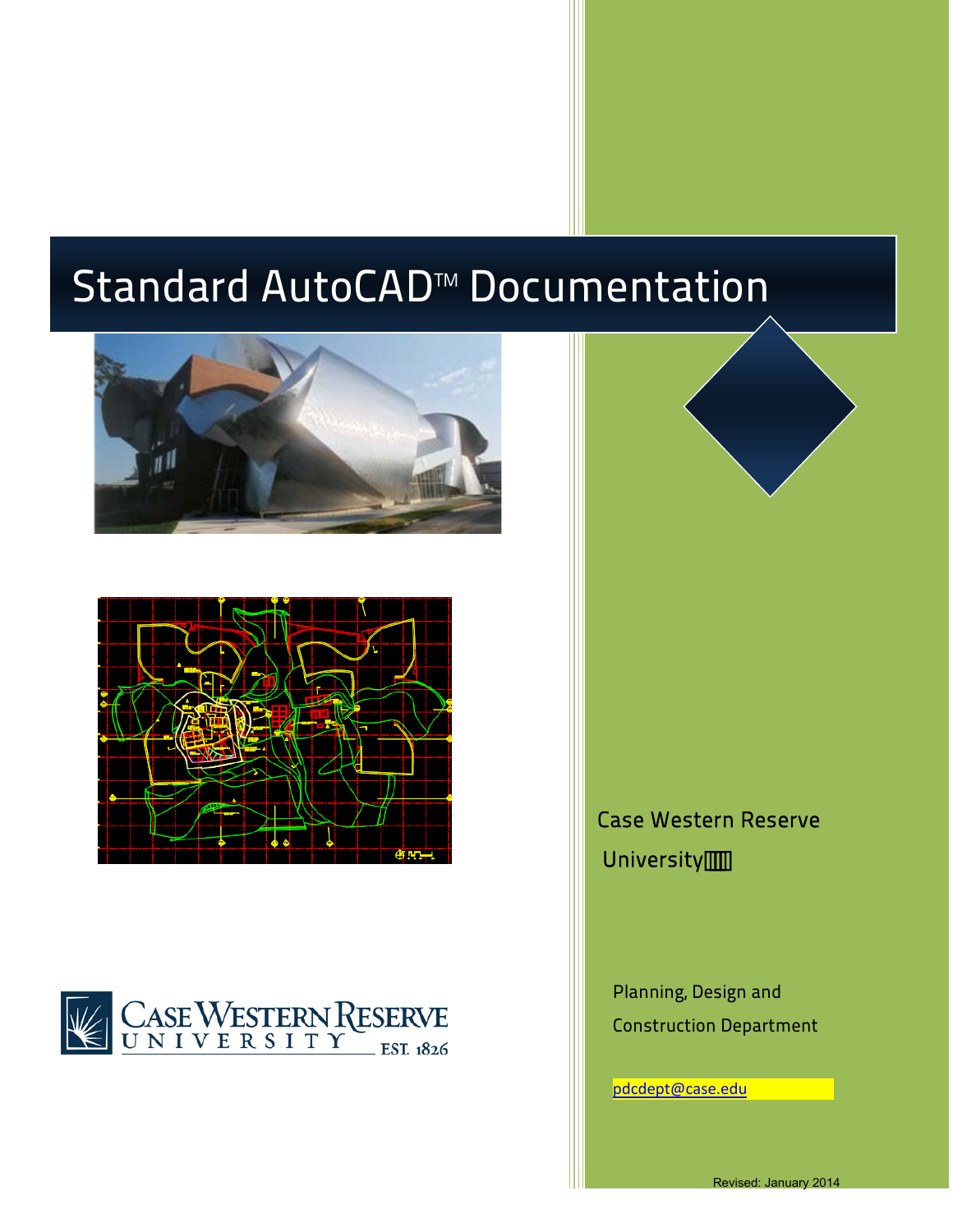# Standard AutoCAD™ Documentation

Case Western Reserve University

Planning, Design and Construction Department

pdcdept@case.edu

Revised: January 2014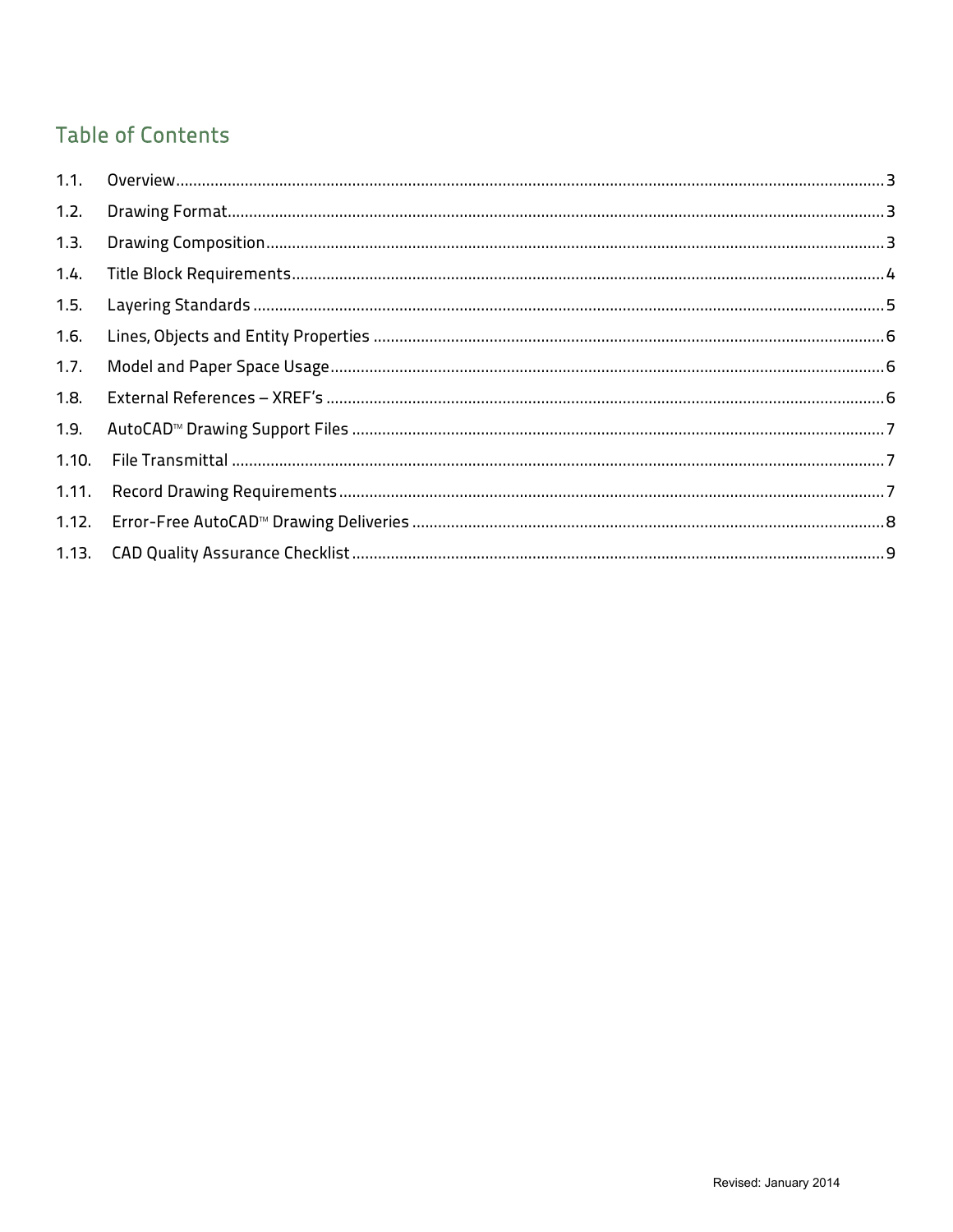## Table of Contents

1.1. Overview ........ 3
1.2. Drawing Format ........ 3
1.3. Drawing Composition ........ 3
1.4. Title Block Requirements ........ 4
1.5. Layering Standards ........ 5
1.6. Lines, Objects and Entity Properties ........ 6
1.7. Model and Paper Space Usage ........ 6
1.8. External References – XREF's ........ 6
1.9. AutoCAD™ Drawing Support Files ........ 7
1.10. File Transmittal ........ 7
1.11. Record Drawing Requirements ........ 7
1.12. Error-Free AutoCAD™ Drawing Deliveries ........ 8
1.13. CAD Quality Assurance Checklist ........ 9

Revised: January 2014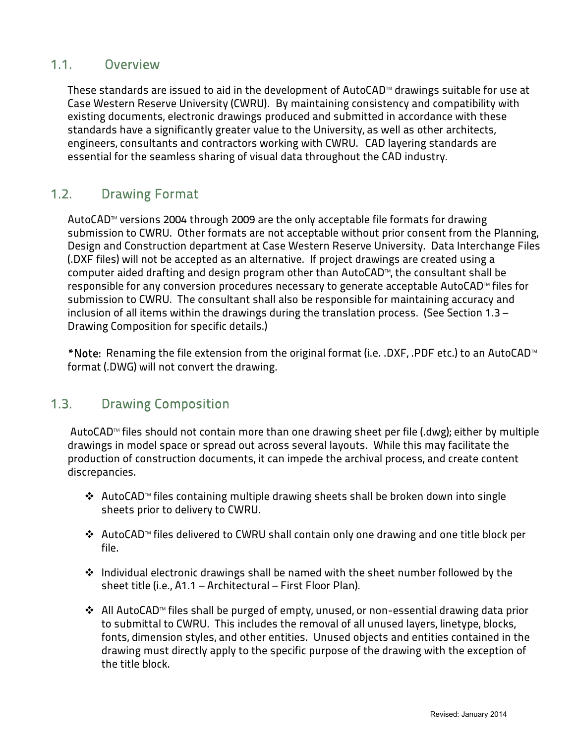## 1.1. Overview

These standards are issued to aid in the development of AutoCAD™ drawings suitable for use at Case Western Reserve University (CWRU). By maintaining consistency and compatibility with existing documents, electronic drawings produced and submitted in accordance with these standards have a significantly greater value to the University, as well as other architects, engineers, consultants and contractors working with CWRU. CAD layering standards are essential for the seamless sharing of visual data throughout the CAD industry.

## 1.2. Drawing Format

AutoCAD™ versions 2004 through 2009 are the only acceptable file formats for drawing submission to CWRU. Other formats are not acceptable without prior consent from the Planning, Design and Construction department at Case Western Reserve University. Data Interchange Files (.DXF files) will not be accepted as an alternative. If project drawings are created using a computer aided drafting and design program other than AutoCAD™, the consultant shall be responsible for any conversion procedures necessary to generate acceptable AutoCAD™ files for submission to CWRU. The consultant shall also be responsible for maintaining accuracy and inclusion of all items within the drawings during the translation process. (See Section 1.3 – Drawing Composition for specific details.)

*Note: Renaming the file extension from the original format (i.e. .DXF, .PDF etc.) to an AutoCAD™ format (.DWG) will not convert the drawing.

## 1.3. Drawing Composition

AutoCAD™ files should not contain more than one drawing sheet per file (.dwg); either by multiple drawings in model space or spread out across several layouts. While this may facilitate the production of construction documents, it can impede the archival process, and create content discrepancies.

- AutoCAD™ files containing multiple drawing sheets shall be broken down into single sheets prior to delivery to CWRU.
- AutoCAD™ files delivered to CWRU shall contain only one drawing and one title block per file.
- Individual electronic drawings shall be named with the sheet number followed by the sheet title (i.e., A1.1 – Architectural – First Floor Plan).
- All AutoCAD™ files shall be purged of empty, unused, or non-essential drawing data prior to submittal to CWRU. This includes the removal of all unused layers, linetype, blocks, fonts, dimension styles, and other entities. Unused objects and entities contained in the drawing must directly apply to the specific purpose of the drawing with the exception of the title block.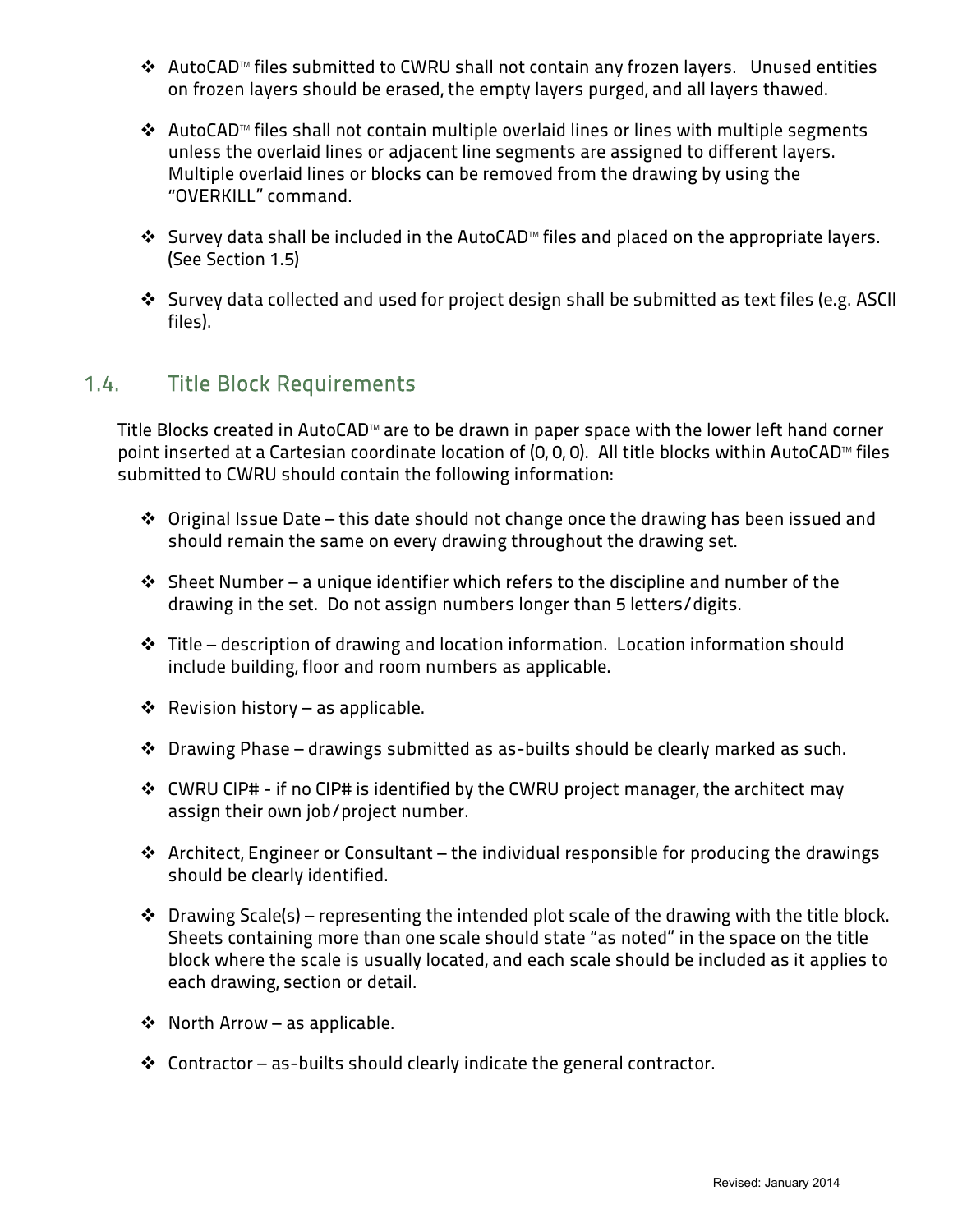- AutoCAD™ files submitted to CWRU shall not contain any frozen layers. Unused entities on frozen layers should be erased, the empty layers purged, and all layers thawed.

- AutoCAD™ files shall not contain multiple overlaid lines or lines with multiple segments unless the overlaid lines or adjacent line segments are assigned to different layers. Multiple overlaid lines or blocks can be removed from the drawing by using the "OVERKILL" command.

- Survey data shall be included in the AutoCAD™ files and placed on the appropriate layers. (See Section 1.5)

- Survey data collected and used for project design shall be submitted as text files (e.g. ASCII files).

## 1.4. Title Block Requirements

Title Blocks created in AutoCAD™ are to be drawn in paper space with the lower left hand corner point inserted at a Cartesian coordinate location of (0, 0, 0). All title blocks within AutoCAD™ files submitted to CWRU should contain the following information:

- Original Issue Date – this date should not change once the drawing has been issued and should remain the same on every drawing throughout the drawing set.

- Sheet Number – a unique identifier which refers to the discipline and number of the drawing in the set. Do not assign numbers longer than 5 letters/digits.

- Title – description of drawing and location information. Location information should include building, floor and room numbers as applicable.

- Revision history – as applicable.

- Drawing Phase – drawings submitted as as-builts should be clearly marked as such.

- CWRU CIP# - if no CIP# is identified by the CWRU project manager, the architect may assign their own job/project number.

- Architect, Engineer or Consultant – the individual responsible for producing the drawings should be clearly identified.

- Drawing Scale(s) – representing the intended plot scale of the drawing with the title block. Sheets containing more than one scale should state "as noted" in the space on the title block where the scale is usually located, and each scale should be included as it applies to each drawing, section or detail.

- North Arrow – as applicable.

- Contractor – as-builts should clearly indicate the general contractor.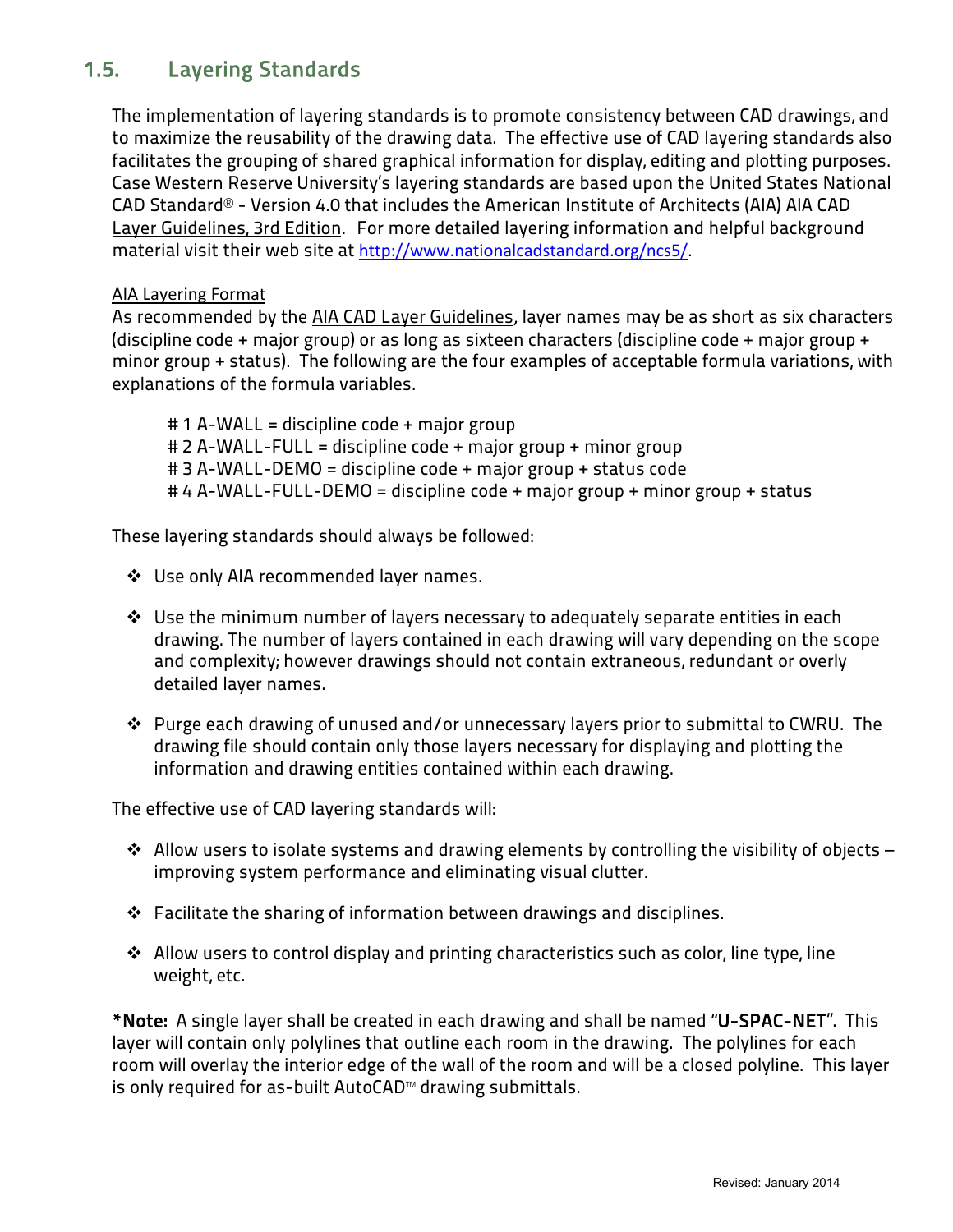## 1.5. Layering Standards

The implementation of layering standards is to promote consistency between CAD drawings, and to maximize the reusability of the drawing data. The effective use of CAD layering standards also facilitates the grouping of shared graphical information for display, editing and plotting purposes. Case Western Reserve University's layering standards are based upon the United States National CAD Standard® - Version 4.0 that includes the American Institute of Architects (AIA) AIA CAD Layer Guidelines, 3rd Edition. For more detailed layering information and helpful background material visit their web site at http://www.nationalcadstandard.org/ncs5/.

AIA Layering Format

As recommended by the AIA CAD Layer Guidelines, layer names may be as short as six characters (discipline code + major group) or as long as sixteen characters (discipline code + major group + minor group + status). The following are the four examples of acceptable formula variations, with explanations of the formula variables.

# 1 A-WALL = discipline code + major group
# 2 A-WALL-FULL = discipline code + major group + minor group
# 3 A-WALL-DEMO = discipline code + major group + status code
# 4 A-WALL-FULL-DEMO = discipline code + major group + minor group + status

These layering standards should always be followed:

- Use only AIA recommended layer names.
- Use the minimum number of layers necessary to adequately separate entities in each drawing. The number of layers contained in each drawing will vary depending on the scope and complexity; however drawings should not contain extraneous, redundant or overly detailed layer names.
- Purge each drawing of unused and/or unnecessary layers prior to submittal to CWRU. The drawing file should contain only those layers necessary for displaying and plotting the information and drawing entities contained within each drawing.

The effective use of CAD layering standards will:

- Allow users to isolate systems and drawing elements by controlling the visibility of objects – improving system performance and eliminating visual clutter.
- Facilitate the sharing of information between drawings and disciplines.
- Allow users to control display and printing characteristics such as color, line type, line weight, etc.

**\*Note:** A single layer shall be created in each drawing and shall be named "**U-SPAC-NET**". This layer will contain only polylines that outline each room in the drawing. The polylines for each room will overlay the interior edge of the wall of the room and will be a closed polyline. This layer is only required for as-built AutoCAD™ drawing submittals.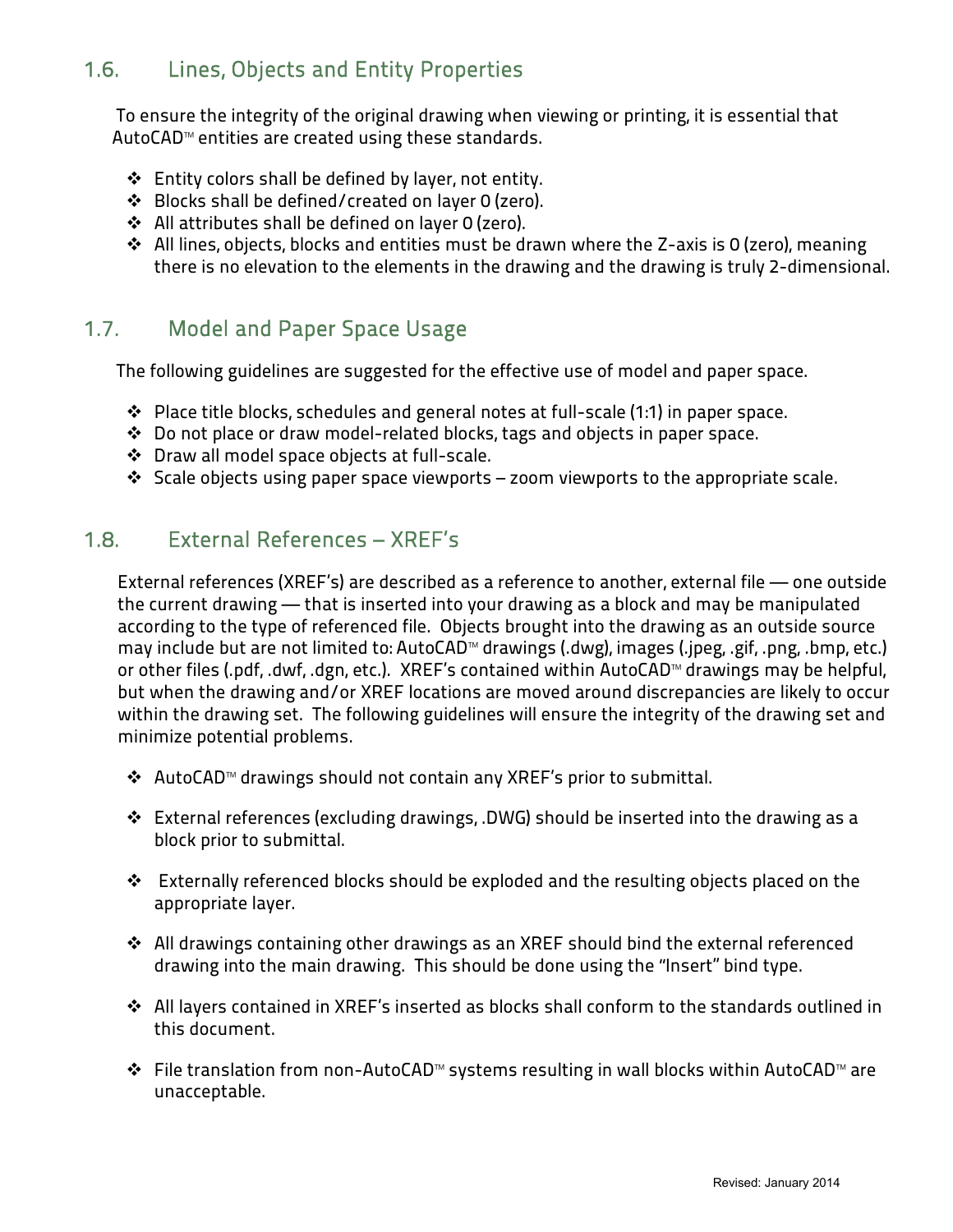## 1.6. Lines, Objects and Entity Properties

To ensure the integrity of the original drawing when viewing or printing, it is essential that AutoCAD™ entities are created using these standards.

- Entity colors shall be defined by layer, not entity.
- Blocks shall be defined/created on layer 0 (zero).
- All attributes shall be defined on layer 0 (zero).
- All lines, objects, blocks and entities must be drawn where the Z-axis is 0 (zero), meaning there is no elevation to the elements in the drawing and the drawing is truly 2-dimensional.

## 1.7. Model and Paper Space Usage

The following guidelines are suggested for the effective use of model and paper space.

- Place title blocks, schedules and general notes at full-scale (1:1) in paper space.
- Do not place or draw model-related blocks, tags and objects in paper space.
- Draw all model space objects at full-scale.
- Scale objects using paper space viewports – zoom viewports to the appropriate scale.

## 1.8. External References – XREF's

External references (XREF's) are described as a reference to another, external file — one outside the current drawing — that is inserted into your drawing as a block and may be manipulated according to the type of referenced file. Objects brought into the drawing as an outside source may include but are not limited to: AutoCAD™ drawings (.dwg), images (.jpeg, .gif, .png, .bmp, etc.) or other files (.pdf, .dwf, .dgn, etc.). XREF's contained within AutoCAD™ drawings may be helpful, but when the drawing and/or XREF locations are moved around discrepancies are likely to occur within the drawing set. The following guidelines will ensure the integrity of the drawing set and minimize potential problems.

- AutoCAD™ drawings should not contain any XREF's prior to submittal.
- External references (excluding drawings, .DWG) should be inserted into the drawing as a block prior to submittal.
- Externally referenced blocks should be exploded and the resulting objects placed on the appropriate layer.
- All drawings containing other drawings as an XREF should bind the external referenced drawing into the main drawing. This should be done using the "Insert" bind type.
- All layers contained in XREF's inserted as blocks shall conform to the standards outlined in this document.
- File translation from non-AutoCAD™ systems resulting in wall blocks within AutoCAD™ are unacceptable.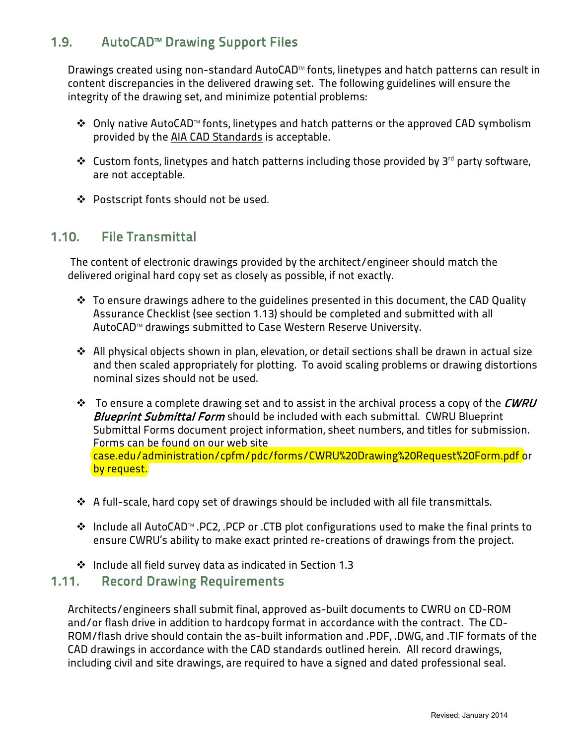## 1.9. AutoCAD™ Drawing Support Files

Drawings created using non-standard AutoCAD™ fonts, linetypes and hatch patterns can result in content discrepancies in the delivered drawing set. The following guidelines will ensure the integrity of the drawing set, and minimize potential problems:

- Only native AutoCAD™ fonts, linetypes and hatch patterns or the approved CAD symbolism provided by the AIA CAD Standards is acceptable.
- Custom fonts, linetypes and hatch patterns including those provided by 3rd party software, are not acceptable.
- Postscript fonts should not be used.

## 1.10. File Transmittal

The content of electronic drawings provided by the architect/engineer should match the delivered original hard copy set as closely as possible, if not exactly.

- To ensure drawings adhere to the guidelines presented in this document, the CAD Quality Assurance Checklist (see section 1.13) should be completed and submitted with all AutoCAD™ drawings submitted to Case Western Reserve University.
- All physical objects shown in plan, elevation, or detail sections shall be drawn in actual size and then scaled appropriately for plotting. To avoid scaling problems or drawing distortions nominal sizes should not be used.
- To ensure a complete drawing set and to assist in the archival process a copy of the ***CWRU Blueprint Submittal Form*** should be included with each submittal. CWRU Blueprint Submittal Forms document project information, sheet numbers, and titles for submission. Forms can be found on our web site case.edu/administration/cpfm/pdc/forms/CWRU%20Drawing%20Request%20Form.pdf or by request.
- A full-scale, hard copy set of drawings should be included with all file transmittals.
- Include all AutoCAD™ .PC2, .PCP or .CTB plot configurations used to make the final prints to ensure CWRU's ability to make exact printed re-creations of drawings from the project.
- Include all field survey data as indicated in Section 1.3

## 1.11. Record Drawing Requirements

Architects/engineers shall submit final, approved as-built documents to CWRU on CD-ROM and/or flash drive in addition to hardcopy format in accordance with the contract. The CD-ROM/flash drive should contain the as-built information and .PDF, .DWG, and .TIF formats of the CAD drawings in accordance with the CAD standards outlined herein. All record drawings, including civil and site drawings, are required to have a signed and dated professional seal.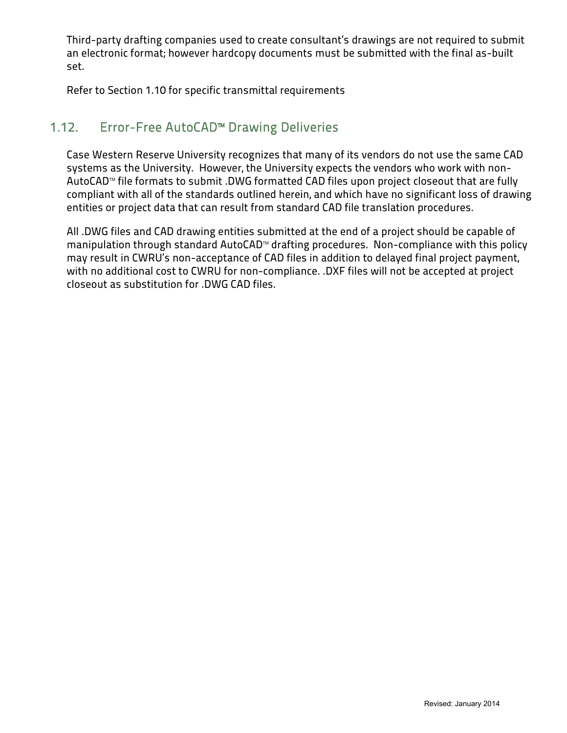Third-party drafting companies used to create consultant's drawings are not required to submit an electronic format; however hardcopy documents must be submitted with the final as-built set.

Refer to Section 1.10 for specific transmittal requirements

## 1.12. Error-Free AutoCAD™ Drawing Deliveries

Case Western Reserve University recognizes that many of its vendors do not use the same CAD systems as the University. However, the University expects the vendors who work with non-AutoCAD™ file formats to submit .DWG formatted CAD files upon project closeout that are fully compliant with all of the standards outlined herein, and which have no significant loss of drawing entities or project data that can result from standard CAD file translation procedures.

All .DWG files and CAD drawing entities submitted at the end of a project should be capable of manipulation through standard AutoCAD™ drafting procedures. Non-compliance with this policy may result in CWRU's non-acceptance of CAD files in addition to delayed final project payment, with no additional cost to CWRU for non-compliance. .DXF files will not be accepted at project closeout as substitution for .DWG CAD files.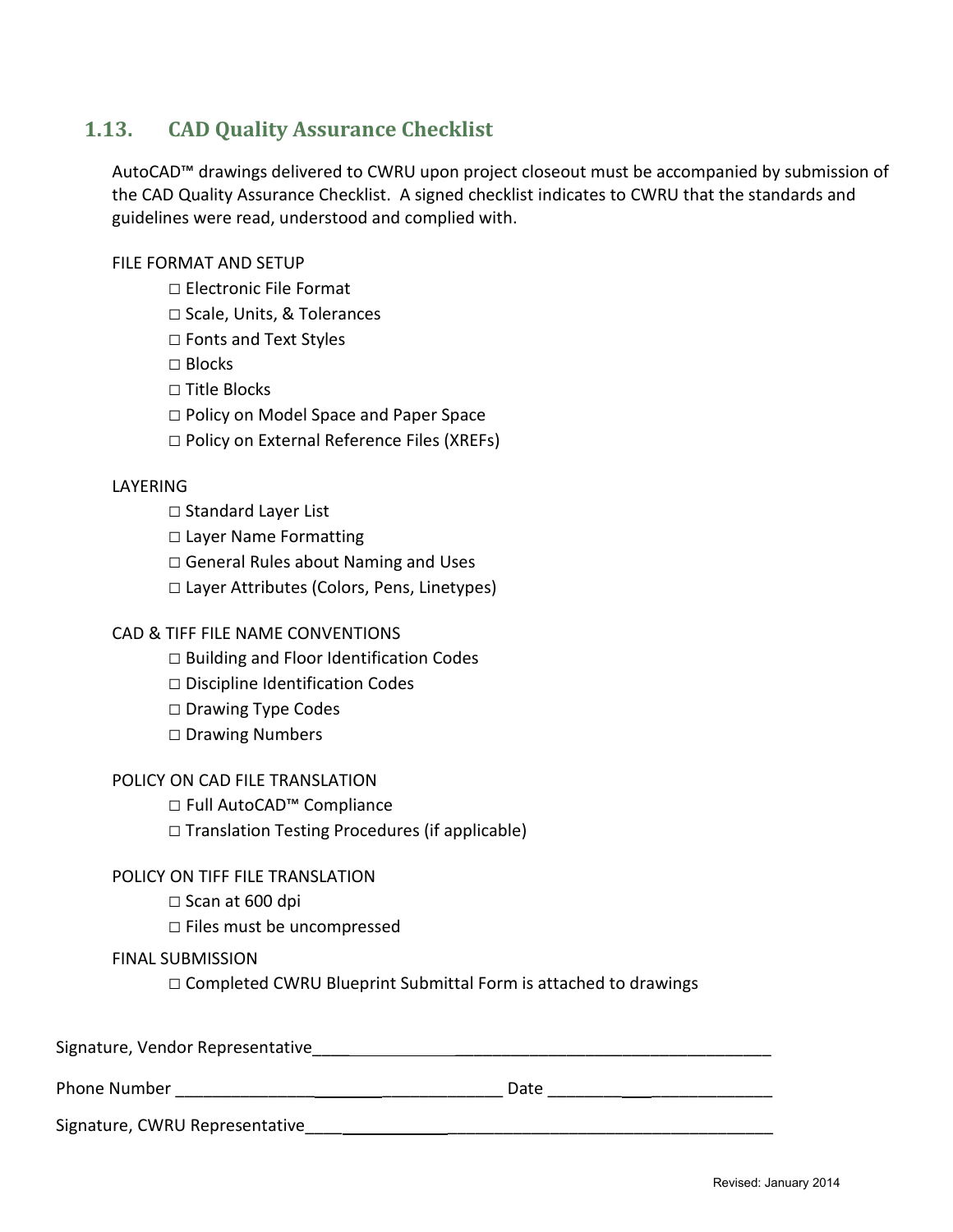## 1.13. CAD Quality Assurance Checklist

AutoCAD™ drawings delivered to CWRU upon project closeout must be accompanied by submission of the CAD Quality Assurance Checklist. A signed checklist indicates to CWRU that the standards and guidelines were read, understood and complied with.

FILE FORMAT AND SETUP

- □ Electronic File Format
- □ Scale, Units, & Tolerances
- □ Fonts and Text Styles
- □ Blocks
- □ Title Blocks
- □ Policy on Model Space and Paper Space
- □ Policy on External Reference Files (XREFs)

LAYERING

- □ Standard Layer List
- □ Layer Name Formatting
- □ General Rules about Naming and Uses
- □ Layer Attributes (Colors, Pens, Linetypes)

CAD & TIFF FILE NAME CONVENTIONS

- □ Building and Floor Identification Codes
- □ Discipline Identification Codes
- □ Drawing Type Codes
- □ Drawing Numbers

POLICY ON CAD FILE TRANSLATION

- □ Full AutoCAD™ Compliance
- □ Translation Testing Procedures (if applicable)

POLICY ON TIFF FILE TRANSLATION

- □ Scan at 600 dpi
- □ Files must be uncompressed

FINAL SUBMISSION

- □ Completed CWRU Blueprint Submittal Form is attached to drawings

Signature, Vendor Representative________________________________________________

Phone Number ____________________________________ Date ___________________________

Signature, CWRU Representative_________________________________________________

Revised: January 2014